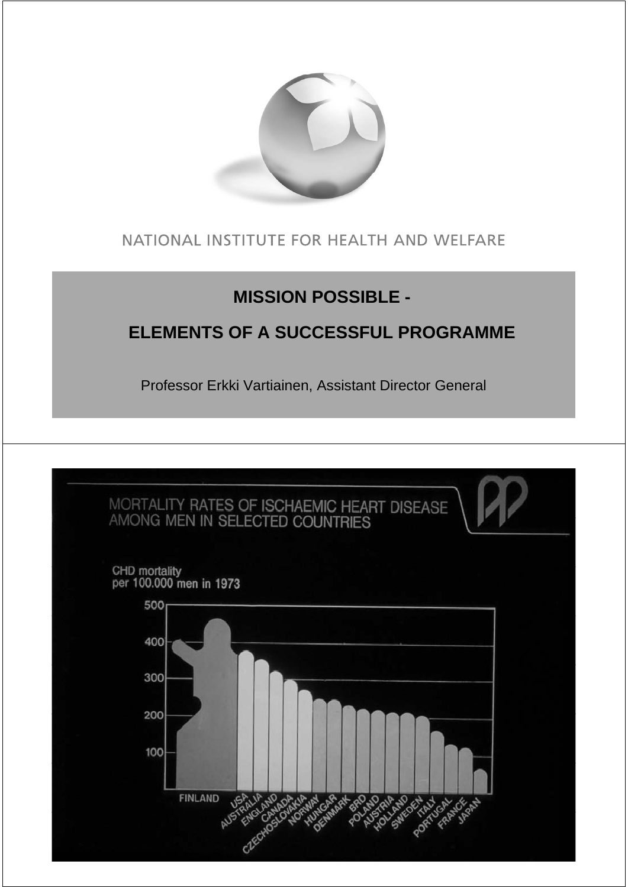NATIONAL INSTITUTE FOR HEALTH AND WELFARE

# MISSION POSSIBLE -

# ELEMENTS OF A SUCCESSFUL PROGRAMME

Professor Erkki Vartiainen, Assistant Director General

MORTALITY RATES OF ISCHAEMIC HEART DISEASE AMONG MEN IN SELECTED COUNTRIES

CHD mortality per 100.000 men in 1973

FINLAND, USA, AUSTRALIA, ENGLAND, CANADA, CZECHOSLOVAKIA, NORWAY, HUNGARY, DENMARK, BRD, POLAND, AUSTRIA, HOLLAND, SWEDEN, ITALY, PORTUGAL, FRANCE, JAPAN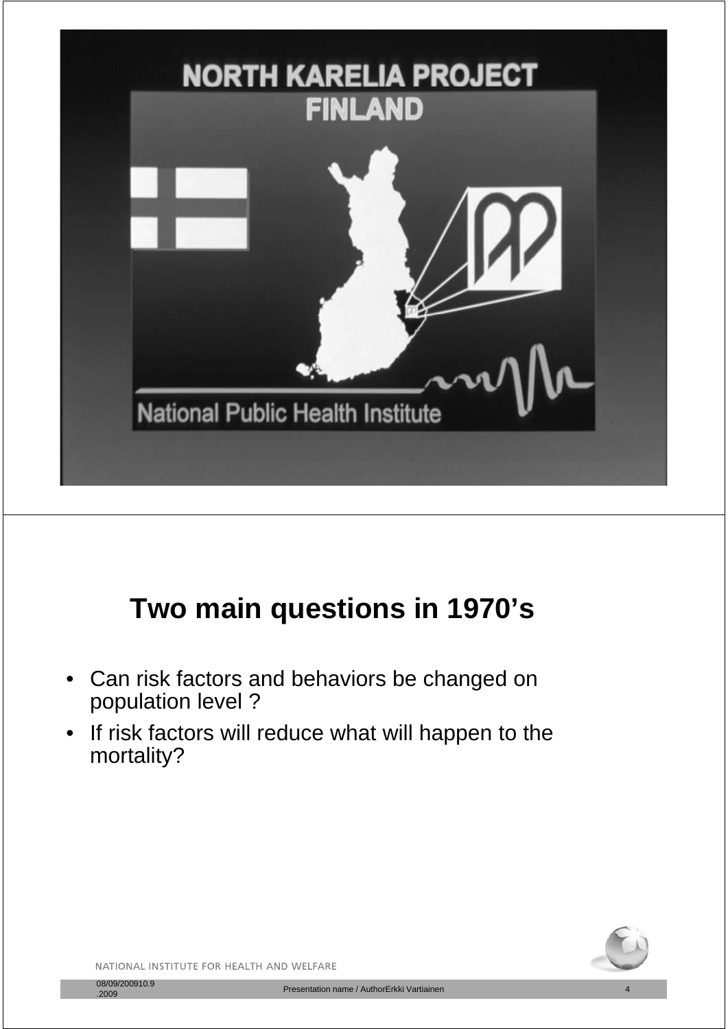NORTH KARELIA PROJECT
FINLAND

National Public Health Institute

## Two main questions in 1970's

- Can risk factors and behaviors be changed on population level ?
- If risk factors will reduce what will happen to the mortality?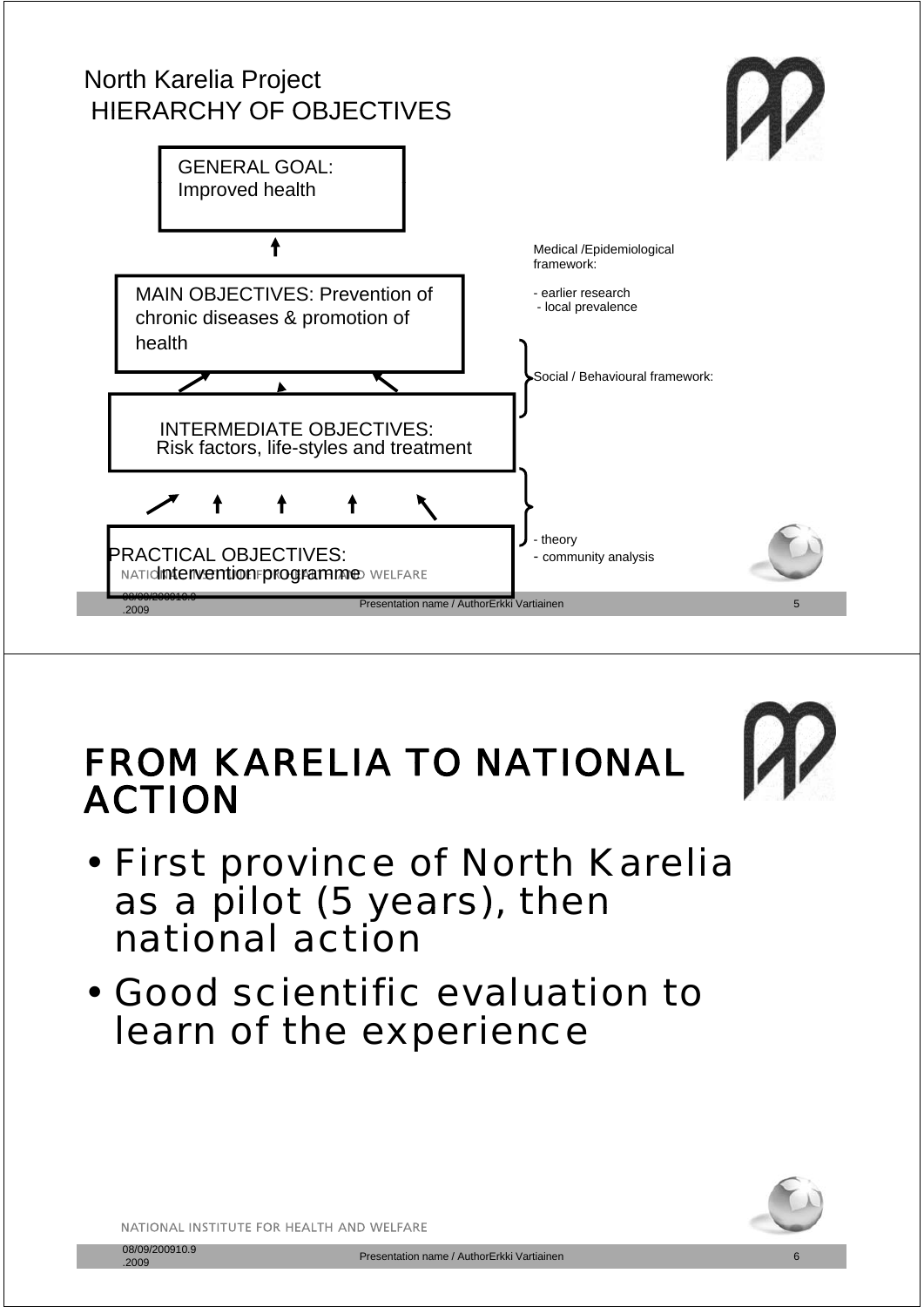# North Karelia Project
## HIERARCHY OF OBJECTIVES

**GENERAL GOAL:** Improved health

**MAIN OBJECTIVES:** Prevention of chronic diseases & promotion of health

**INTERMEDIATE OBJECTIVES:** Risk factors, life-styles and treatment

**PRACTICAL OBJECTIVES:** Intervention programme

Medical /Epidemiological framework:

- earlier research
- local prevalence

Social / Behavioural framework:

- theory
- community analysis

# FROM KARELIA TO NATIONAL ACTION

- First province of North Karelia as a pilot (5 years), then national action
- Good scientific evaluation to learn of the experience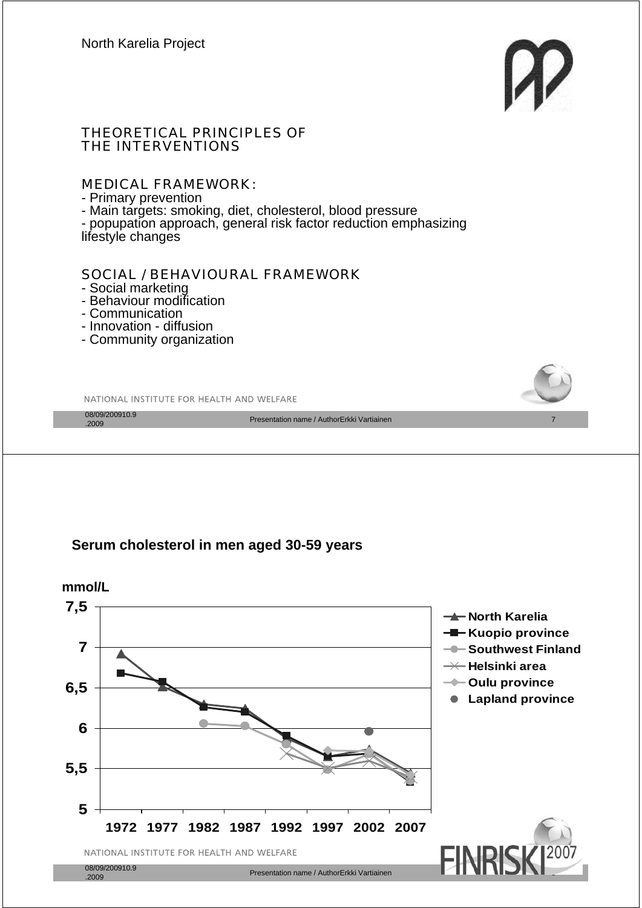North Karelia Project

## THEORETICAL PRINCIPLES OF THE INTERVENTIONS

### MEDICAL FRAMEWORK:

- Primary prevention
- Main targets: smoking, diet, cholesterol, blood pressure
- popupation approach, general risk factor reduction emphasizing lifestyle changes

### SOCIAL / BEHAVIOURAL FRAMEWORK

- Social marketing
- Behaviour modification
- Communication
- Innovation - diffusion
- Community organization

NATIONAL INSTITUTE FOR HEALTH AND WELFARE

---

## Serum cholesterol in men aged 30-59 years

mmol/L

7,5
7
6,5
6
5,5
5

1972 1977 1982 1987 1992 1997 2002 2007

- North Karelia
- Kuopio province
- Southwest Finland
- Helsinki area
- Oulu province
- Lapland province

NATIONAL INSTITUTE FOR HEALTH AND WELFARE

FINRISKI 2007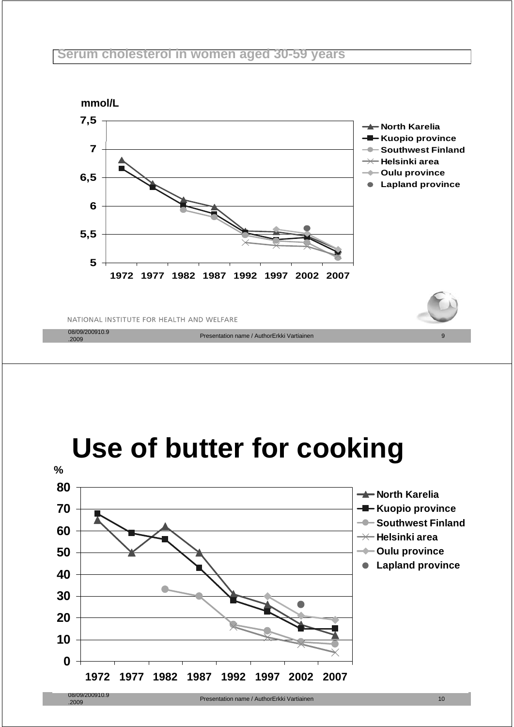## Serum cholesterol in women aged 30-59 years

mmol/L

| | 1972 | 1977 | 1982 | 1987 | 1992 | 1997 | 2002 | 2007 |
|---|---|---|---|---|---|---|---|---|
| North Karelia | 6.8 | 6.4 | 6.1 | 6.0 | 5.55 | 5.55 | 5.5 | 5.2 |
| Kuopio province | 6.65 | 6.35 | 6.0 | 5.85 | 5.55 | 5.4 | 5.45 | 5.2 |
| Southwest Finland | | | 5.95 | 5.8 | 5.5 | 5.4 | 5.35 | 5.1 |
| Helsinki area | | | | | 5.35 | 5.3 | 5.3 | 5.15 |
| Oulu province | | | | | | 5.6 | 5.5 | 5.25 |
| Lapland province | | | | | | | 5.6 | |

NATIONAL INSTITUTE FOR HEALTH AND WELFARE

# Use of butter for cooking

%

| | 1972 | 1977 | 1982 | 1987 | 1992 | 1997 | 2002 | 2007 |
|---|---|---|---|---|---|---|---|---|
| North Karelia | 65 | 50 | 62 | 50 | 31 | 26 | 17 | 12 |
| Kuopio province | 68 | 59 | 56 | 43 | 28 | 23 | 15 | 15 |
| Southwest Finland | | | 33 | 30 | 17 | 14 | 9 | 8 |
| Helsinki area | | | | | 16 | 11 | 8 | 4 |
| Oulu province | | | | | | 30 | 21 | 19 |
| Lapland province | | | | | | | 26 | |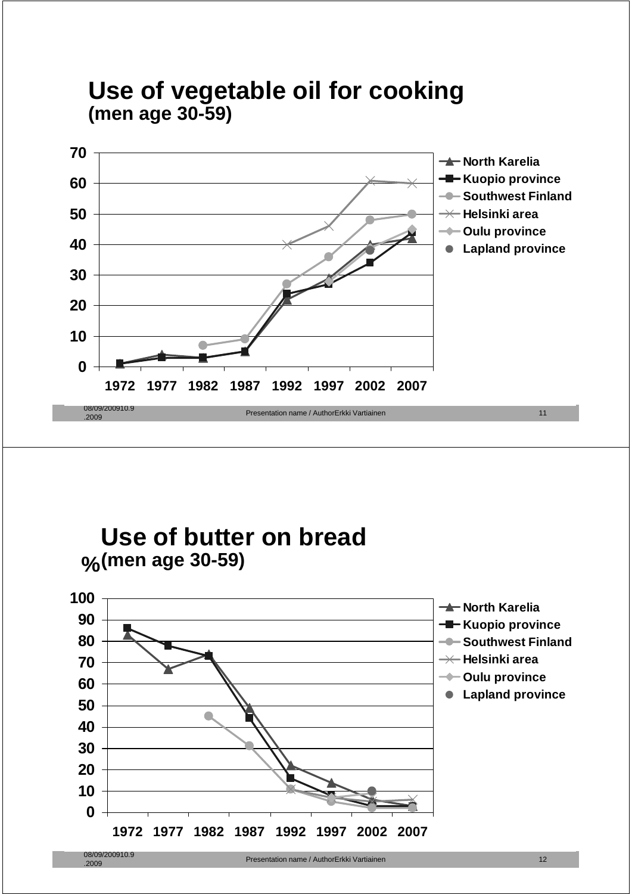# Use of vegetable oil for cooking
**(men age 30-59)**

70
60
50
40
30
20
10
0

1972 1977 1982 1987 1992 1997 2002 2007

- North Karelia
- Kuopio province
- Southwest Finland
- Helsinki area
- Oulu province
- Lapland province

# Use of butter on bread
**%(men age 30-59)**

100
90
80
70
60
50
40
30
20
10
0

1972 1977 1982 1987 1992 1997 2002 2007

- North Karelia
- Kuopio province
- Southwest Finland
- Helsinki area
- Oulu province
- Lapland province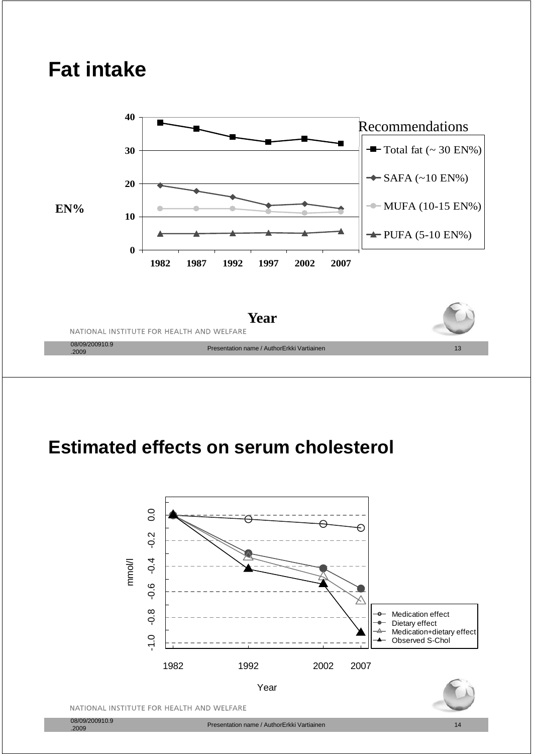# Fat intake

40

30

20

10

0

EN%

1982 1987 1992 1997 2002 2007

Year

Recommendations

- Total fat (~ 30 EN%)
- SAFA (~10 EN%)
- MUFA (10-15 EN%)
- PUFA (5-10 EN%)

# Estimated effects on serum cholesterol

mmol/l

0.0 -0.2 -0.4 -0.6 -0.8 -1.0

1982 1992 2002 2007

Year

- Medication effect
- Dietary effect
- Medication+dietary effect
- Observed S-Chol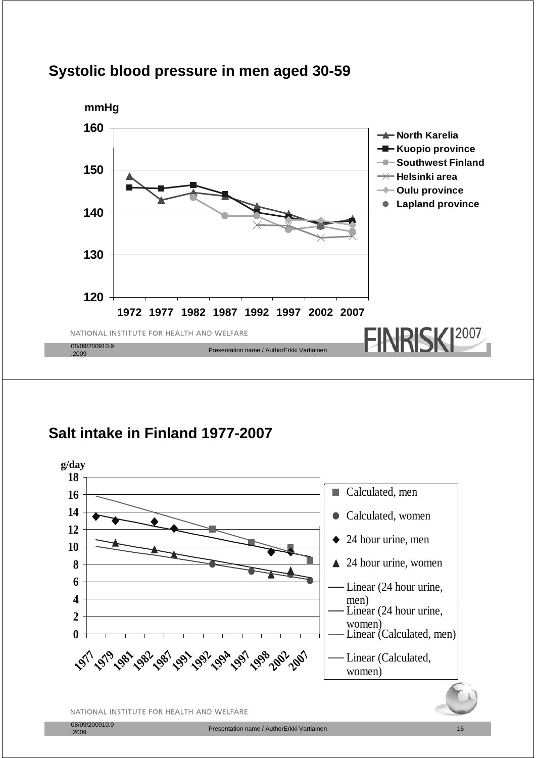## Systolic blood pressure in men aged 30-59

mmHg

| | 1972 | 1977 | 1982 | 1987 | 1992 | 1997 | 2002 | 2007 |
|---|---|---|---|---|---|---|---|---|
| North Karelia | | | | | | | | |
| Kuopio province | | | | | | | | |
| Southwest Finland | | | | | | | | |
| Helsinki area | | | | | | | | |
| Oulu province | | | | | | | | |
| Lapland province | | | | | | | | |

NATIONAL INSTITUTE FOR HEALTH AND WELFARE

FINRISKI 2007

## Salt intake in Finland 1977-2007

g/day

Legend: Calculated, men; Calculated, women; 24 hour urine, men; 24 hour urine, women; Linear (24 hour urine, men); Linear (24 hour urine, women); Linear (Calculated, men); Linear (Calculated, women)

x-axis: 1977, 1979, 1981, 1982, 1987, 1991, 1992, 1994, 1997, 1998, 2002, 2007

NATIONAL INSTITUTE FOR HEALTH AND WELFARE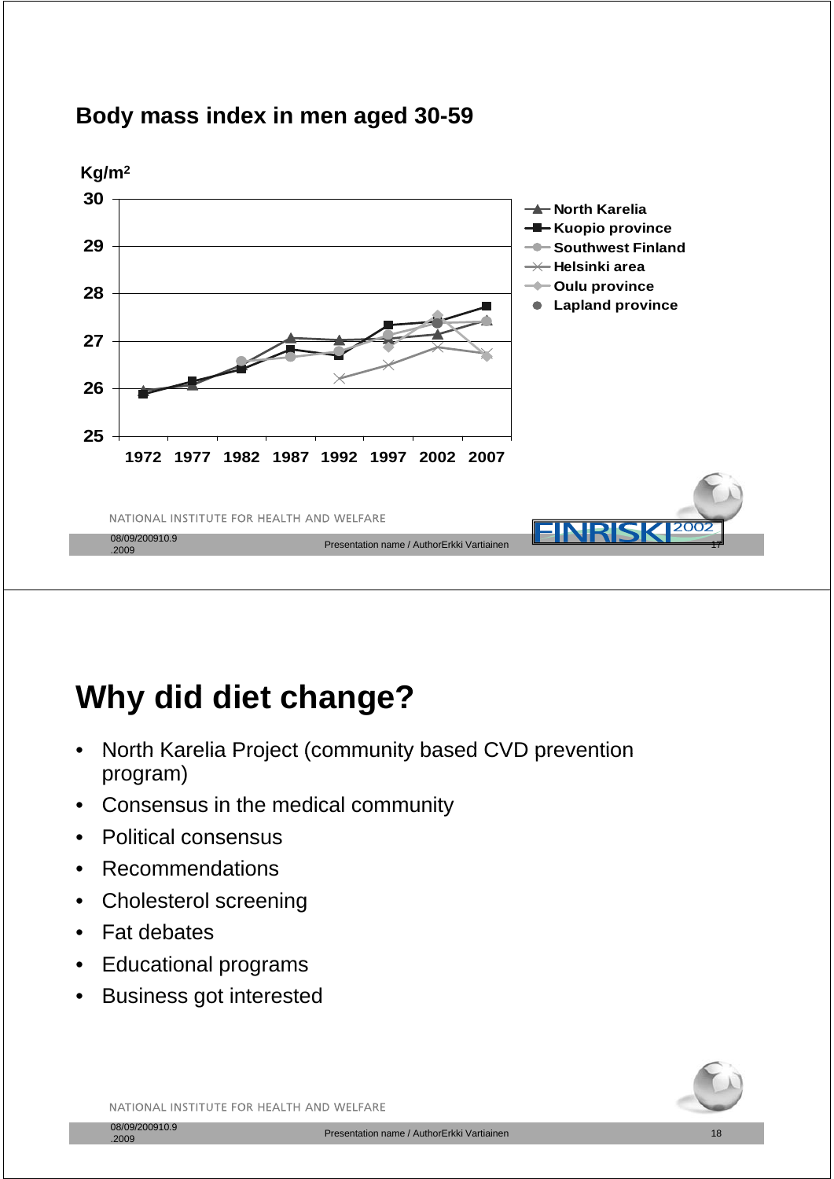## Body mass index in men aged 30-59

Kg/m²

| | 1972 | 1977 | 1982 | 1987 | 1992 | 1997 | 2002 | 2007 |
|---|---|---|---|---|---|---|---|---|

Legend: North Karelia, Kuopio province, Southwest Finland, Helsinki area, Oulu province, Lapland province

Y-axis: 25, 26, 27, 28, 29, 30

NATIONAL INSTITUTE FOR HEALTH AND WELFARE

# Why did diet change?

- North Karelia Project (community based CVD prevention program)
- Consensus in the medical community
- Political consensus
- Recommendations
- Cholesterol screening
- Fat debates
- Educational programs
- Business got interested

NATIONAL INSTITUTE FOR HEALTH AND WELFARE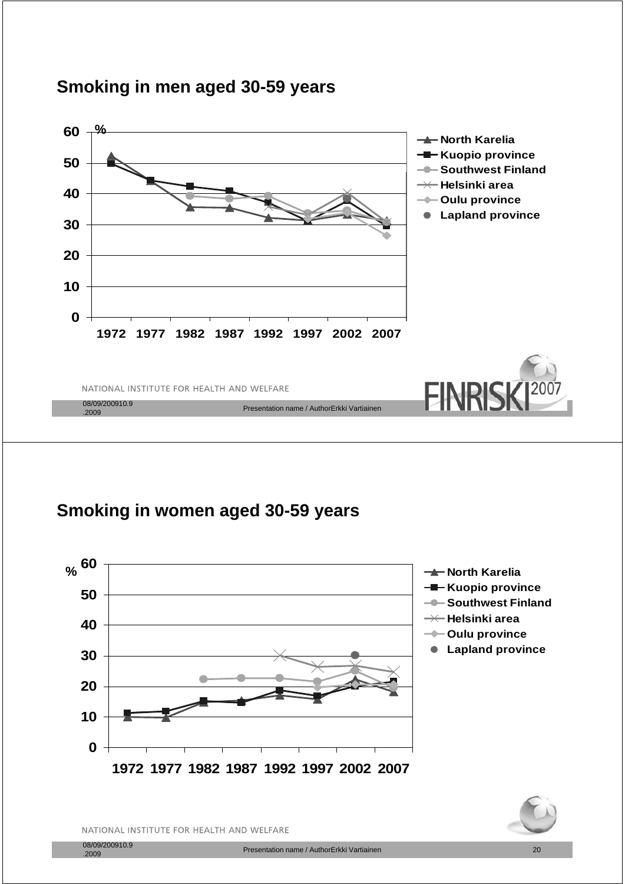## Smoking in men aged 30-59 years

| | 1972 | 1977 | 1982 | 1987 | 1992 | 1997 | 2002 | 2007 |
|---|---|---|---|---|---|---|---|---|
| North Karelia | 52 | 44 | 36 | 35 | 32 | 31 | 33 | 31 |
| Kuopio province | 50 | 44 | 42 | 41 | 37 | 31 | 38 | 30 |
| Southwest Finland | | | 39 | 38 | 39 | 34 | 35 | 30 |
| Helsinki area | | | | | 36 | 32 | 40 | 31 |
| Oulu province | | | | | | 32 | 34 | 26 |
| Lapland province | | | | | | | 38 | |

NATIONAL INSTITUTE FOR HEALTH AND WELFARE

## Smoking in women aged 30-59 years

| | 1972 | 1977 | 1982 | 1987 | 1992 | 1997 | 2002 | 2007 |
|---|---|---|---|---|---|---|---|---|
| North Karelia | 10 | 10 | 15 | 15 | 17 | 16 | 22 | 18 |
| Kuopio province | 11 | 12 | 15 | 15 | 19 | 17 | 20 | 22 |
| Southwest Finland | | | 22 | 23 | 23 | 22 | 25 | 20 |
| Helsinki area | | | | | 30 | 26 | 27 | 25 |
| Oulu province | | | | | | 20 | 21 | 21 |
| Lapland province | | | | | | | 30 | |

NATIONAL INSTITUTE FOR HEALTH AND WELFARE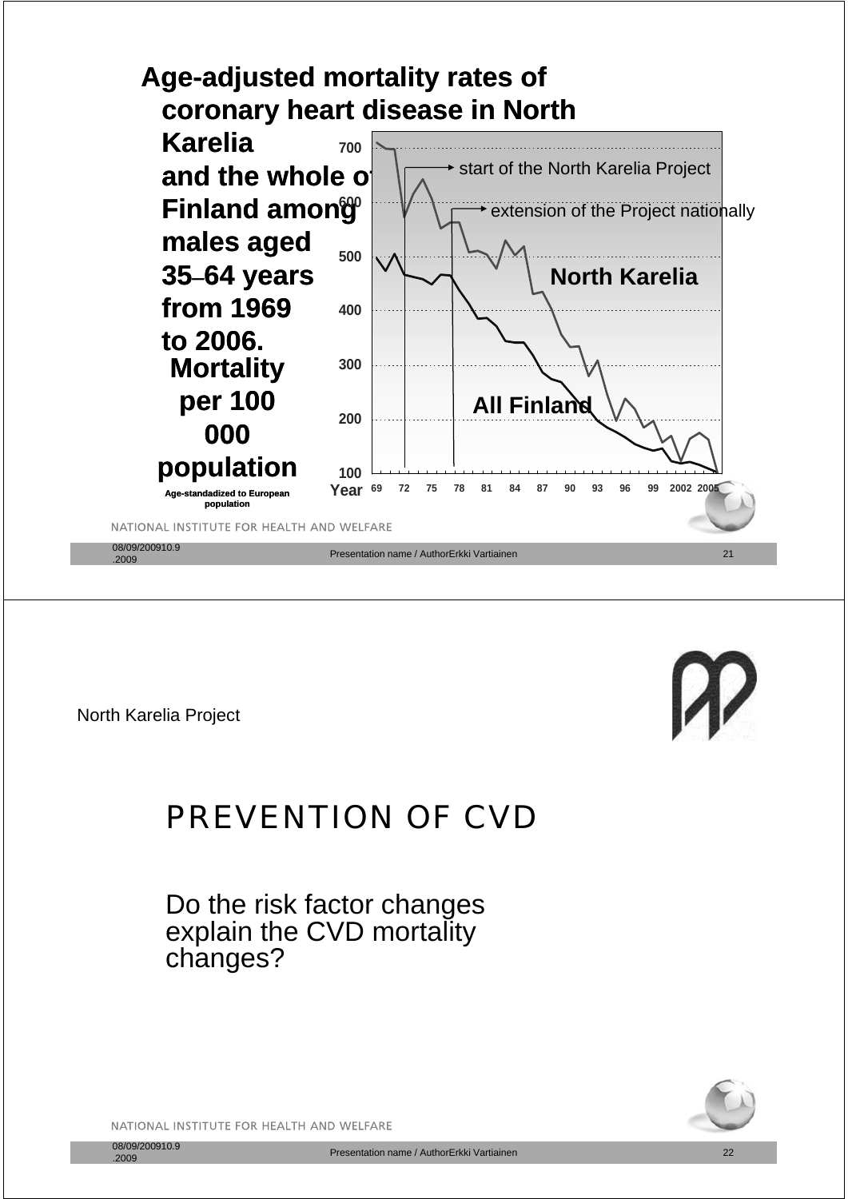## Age-adjusted mortality rates of coronary heart disease in North Karelia and the whole of Finland among males aged 35–64 years from 1969 to 2006.

Mortality per 100 000 population

Age-standadized to European population

start of the North Karelia Project

extension of the Project nationally

North Karelia

All Finland

Year: 69, 72, 75, 78, 81, 84, 87, 90, 93, 96, 99, 2002, 2005

NATIONAL INSTITUTE FOR HEALTH AND WELFARE

North Karelia Project

# PREVENTION OF CVD

Do the risk factor changes explain the CVD mortality changes?

NATIONAL INSTITUTE FOR HEALTH AND WELFARE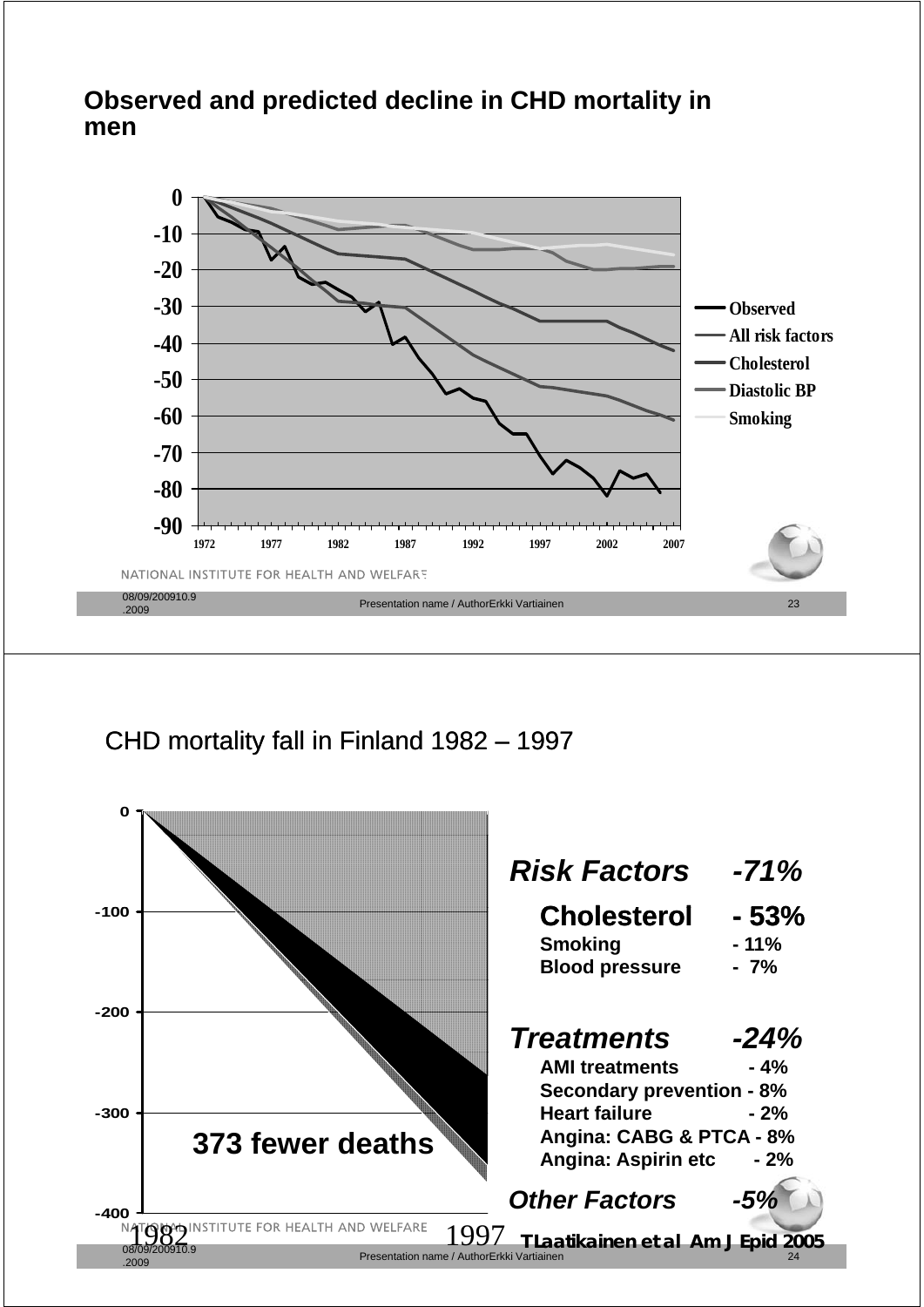## Observed and predicted decline in CHD mortality in men

## CHD mortality fall in Finland 1982 – 1997

373 fewer deaths

***Risk Factors -71%***

**Cholesterol - 53%**
**Smoking - 11%**
**Blood pressure - 7%**

***Treatments -24%***

**AMI treatments - 4%**
**Secondary prevention - 8%**
**Heart failure - 2%**
**Angina: CABG & PTCA - 8%**
**Angina: Aspirin etc - 2%**

***Other Factors -5%***

**T Laatikainen et al Am J Epid 2005**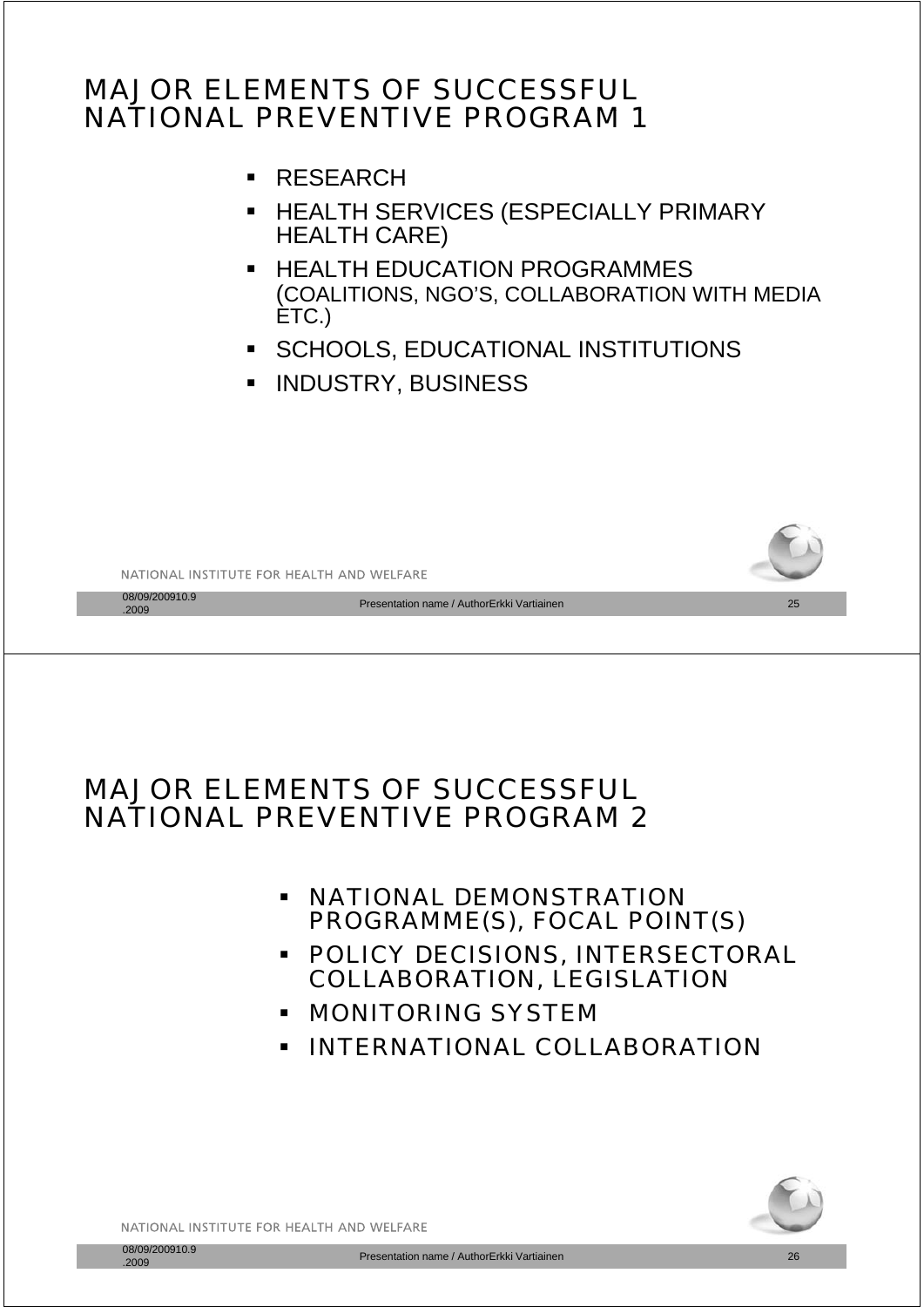## MAJOR ELEMENTS OF SUCCESSFUL NATIONAL PREVENTIVE PROGRAM 1

- RESEARCH
- HEALTH SERVICES (ESPECIALLY PRIMARY HEALTH CARE)
- HEALTH EDUCATION PROGRAMMES (COALITIONS, NGO'S, COLLABORATION WITH MEDIA ETC.)
- SCHOOLS, EDUCATIONAL INSTITUTIONS
- INDUSTRY, BUSINESS

## MAJOR ELEMENTS OF SUCCESSFUL NATIONAL PREVENTIVE PROGRAM 2

- NATIONAL DEMONSTRATION PROGRAMME(S), FOCAL POINT(S)
- POLICY DECISIONS, INTERSECTORAL COLLABORATION, LEGISLATION
- MONITORING SYSTEM
- INTERNATIONAL COLLABORATION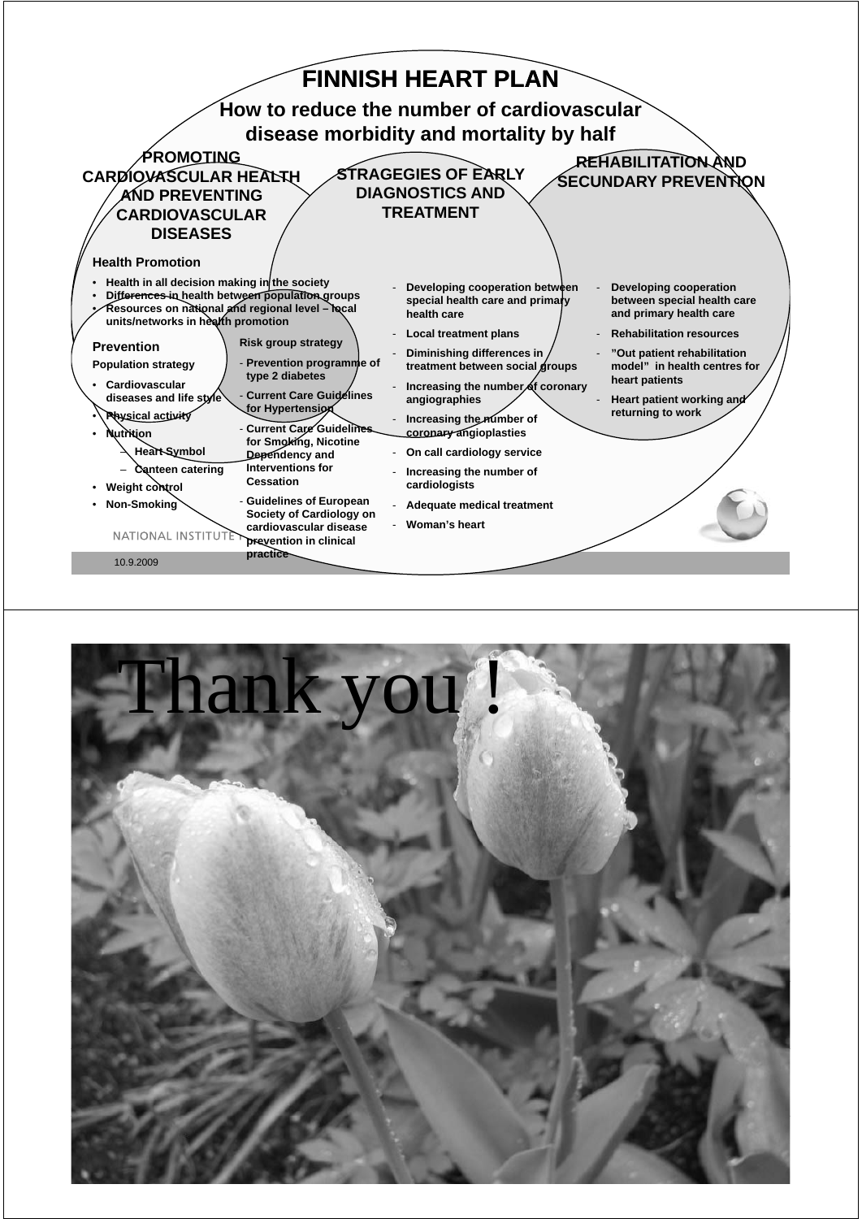# FINNISH HEART PLAN

## How to reduce the number of cardiovascular disease morbidity and mortality by half

### PROMOTING CARDIOVASCULAR HEALTH AND PREVENTING CARDIOVASCULAR DISEASES

**Health Promotion**

- Health in all decision making in the society
- Differences in health between population groups
- Resources on national and regional level – local units/networks in health promotion

**Prevention**

**Population strategy**

- Cardiovascular diseases and life style
- Physical activity
- Nutrition
  - Heart Symbol
  - Canteen catering
- Weight control
- Non-Smoking

**Risk group strategy**

- Prevention programme of type 2 diabetes
- Current Care Guidelines for Hypertension
- Current Care Guidelines for Smoking, Nicotine Dependency and Interventions for Cessation
- Guidelines of European Society of Cardiology on cardiovascular disease prevention in clinical practice

### STRAGEGIES OF EARLY DIAGNOSTICS AND TREATMENT

- Developing cooperation between special health care and primary health care
- Local treatment plans
- Diminishing differences in treatment between social groups
- Increasing the number of coronary angiographies
- Increasing the number of coronary angioplasties
- On call cardiology service
- Increasing the number of cardiologists
- Adequate medical treatment
- Woman's heart

### REHABILITATION AND SECUNDARY PREVENTION

- Developing cooperation between special health care and primary health care
- Rehabilitation resources
- "Out patient rehabilitation model" in health centres for heart patients
- Heart patient working and returning to work

NATIONAL INSTITUTE

10.9.2009

Thank you !